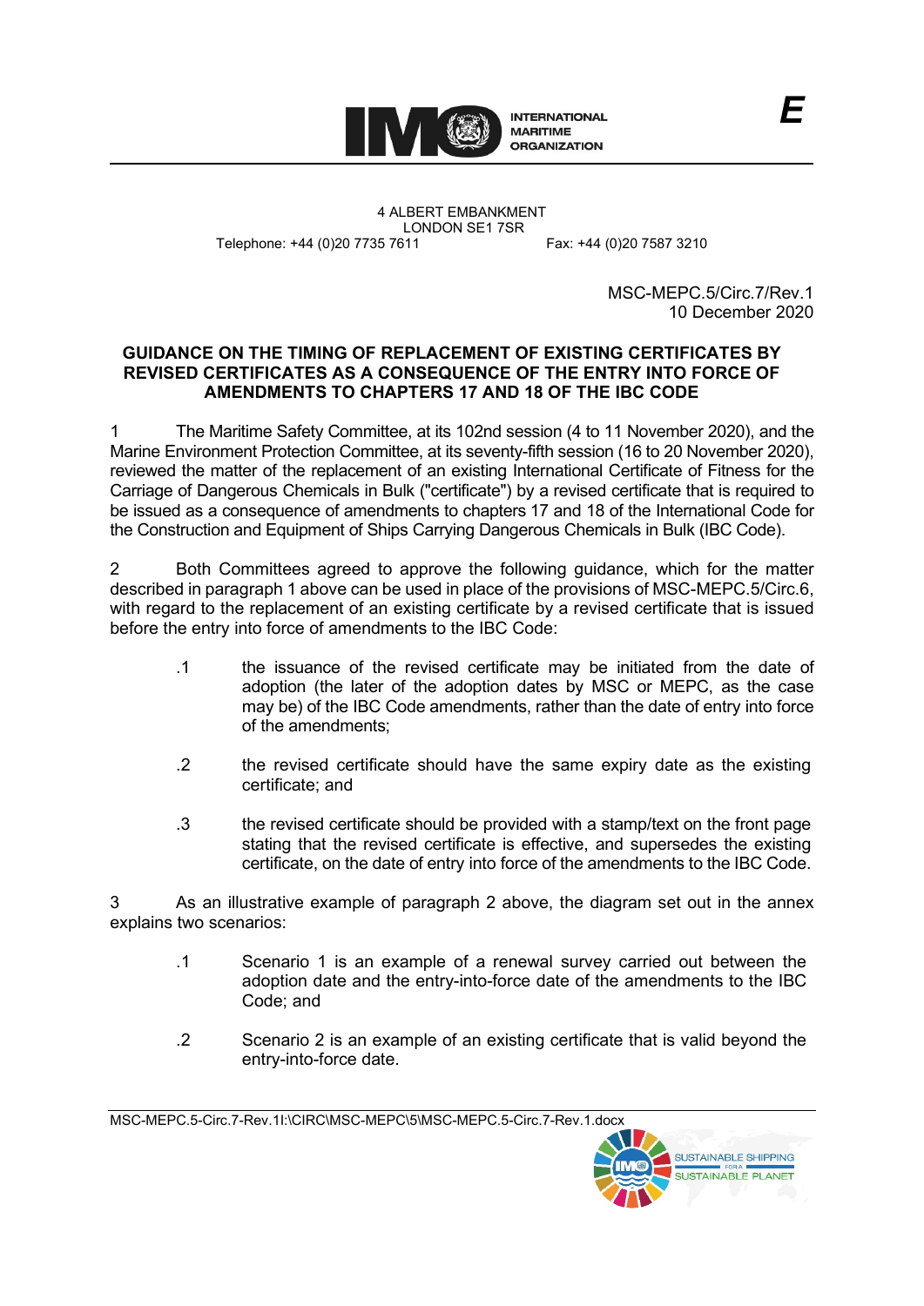E

INTERNATIONAL MARITIME ORGANIZATION

4 ALBERT EMBANKMENT
LONDON SE1 7SR
Telephone: +44 (0)20 7735 7611 Fax: +44 (0)20 7587 3210

MSC-MEPC.5/Circ.7/Rev.1
10 December 2020

# GUIDANCE ON THE TIMING OF REPLACEMENT OF EXISTING CERTIFICATES BY REVISED CERTIFICATES AS A CONSEQUENCE OF THE ENTRY INTO FORCE OF AMENDMENTS TO CHAPTERS 17 AND 18 OF THE IBC CODE

1 The Maritime Safety Committee, at its 102nd session (4 to 11 November 2020), and the Marine Environment Protection Committee, at its seventy-fifth session (16 to 20 November 2020), reviewed the matter of the replacement of an existing International Certificate of Fitness for the Carriage of Dangerous Chemicals in Bulk ("certificate") by a revised certificate that is required to be issued as a consequence of amendments to chapters 17 and 18 of the International Code for the Construction and Equipment of Ships Carrying Dangerous Chemicals in Bulk (IBC Code).

2 Both Committees agreed to approve the following guidance, which for the matter described in paragraph 1 above can be used in place of the provisions of MSC-MEPC.5/Circ.6, with regard to the replacement of an existing certificate by a revised certificate that is issued before the entry into force of amendments to the IBC Code:

.1 the issuance of the revised certificate may be initiated from the date of adoption (the later of the adoption dates by MSC or MEPC, as the case may be) of the IBC Code amendments, rather than the date of entry into force of the amendments;

.2 the revised certificate should have the same expiry date as the existing certificate; and

.3 the revised certificate should be provided with a stamp/text on the front page stating that the revised certificate is effective, and supersedes the existing certificate, on the date of entry into force of the amendments to the IBC Code.

3 As an illustrative example of paragraph 2 above, the diagram set out in the annex explains two scenarios:

.1 Scenario 1 is an example of a renewal survey carried out between the adoption date and the entry-into-force date of the amendments to the IBC Code; and

.2 Scenario 2 is an example of an existing certificate that is valid beyond the entry-into-force date.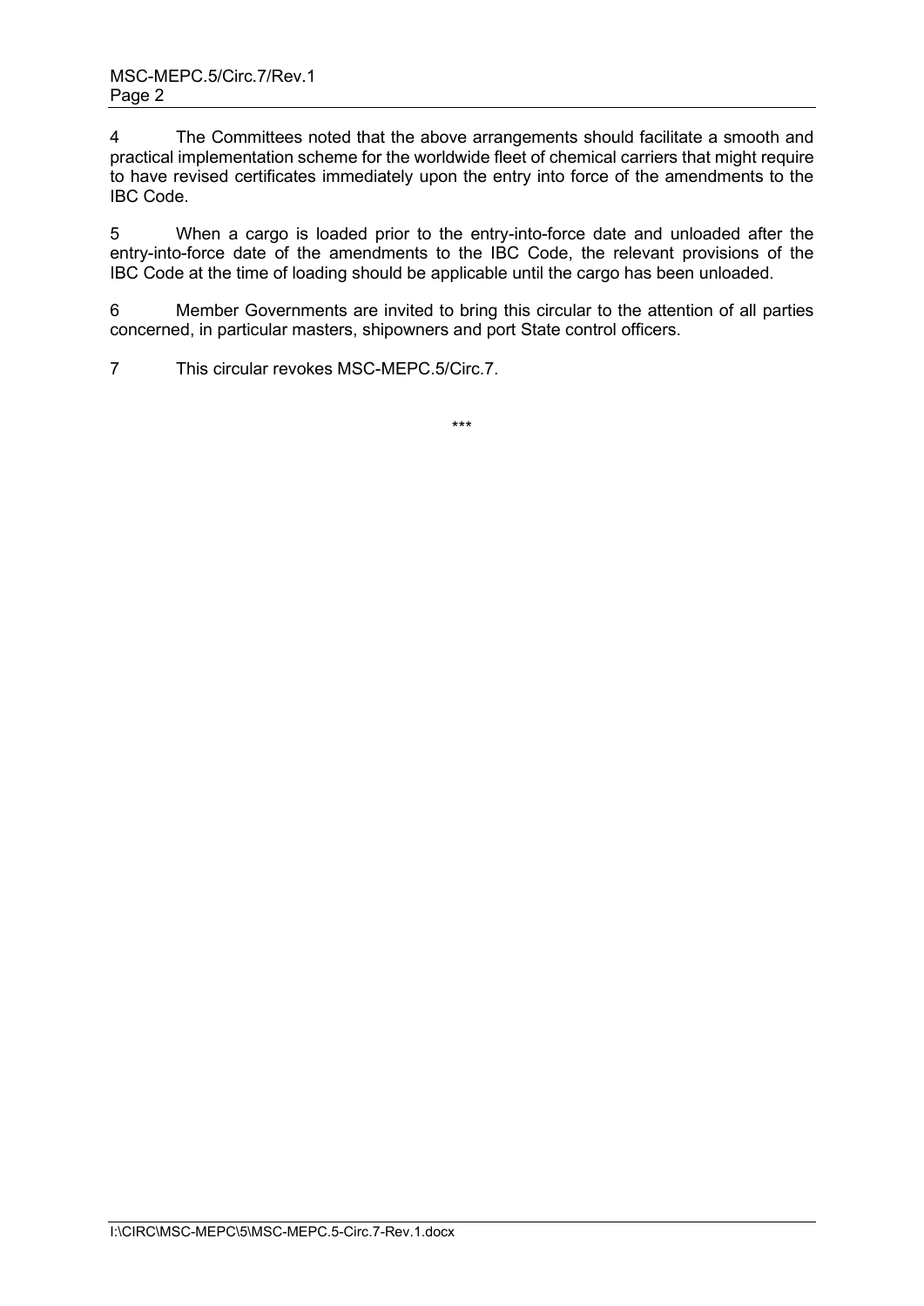4 The Committees noted that the above arrangements should facilitate a smooth and practical implementation scheme for the worldwide fleet of chemical carriers that might require to have revised certificates immediately upon the entry into force of the amendments to the IBC Code.

5 When a cargo is loaded prior to the entry-into-force date and unloaded after the entry-into-force date of the amendments to the IBC Code, the relevant provisions of the IBC Code at the time of loading should be applicable until the cargo has been unloaded.

6 Member Governments are invited to bring this circular to the attention of all parties concerned, in particular masters, shipowners and port State control officers.

7 This circular revokes MSC-MEPC.5/Circ.7.

\*\*\*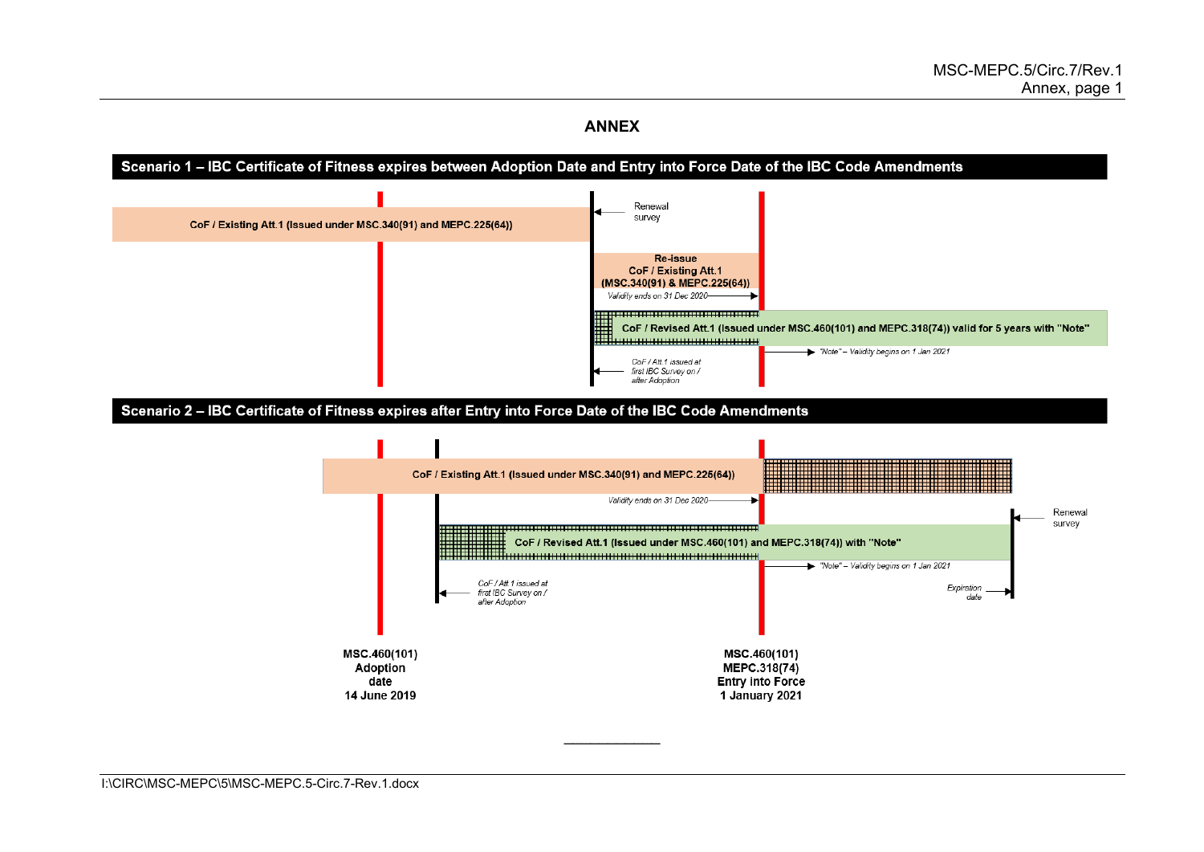# ANNEX

## Scenario 1 – IBC Certificate of Fitness expires between Adoption Date and Entry into Force Date of the IBC Code Amendments

CoF / Existing Att.1 (Issued under MSC.340(91) and MEPC.225(64))

Renewal survey

Re-issue
CoF / Existing Att.1
(MSC.340(91) & MEPC.225(64))

Validity ends on 31 Dec 2020

CoF / Revised Att.1 (issued under MSC.460(101) and MEPC.318(74)) valid for 5 years with "Note"

"Note" – Validity begins on 1 Jan 2021

CoF / Att.1 issued at first IBC Survey on / after Adoption

## Scenario 2 – IBC Certificate of Fitness expires after Entry into Force Date of the IBC Code Amendments

CoF / Existing Att.1 (Issued under MSC.340(91) and MEPC.225(64))

Validity ends on 31 Dec 2020

Renewal survey

CoF / Revised Att.1 (issued under MSC.460(101) and MEPC.318(74)) with "Note"

"Note" – Validity begins on 1 Jan 2021

CoF / Att.1 issued at first IBC Survey on / after Adoption

Expiration date

MSC.460(101)
Adoption
date
14 June 2019

MSC.460(101)
MEPC.318(74)
Entry into Force
1 January 2021

___________